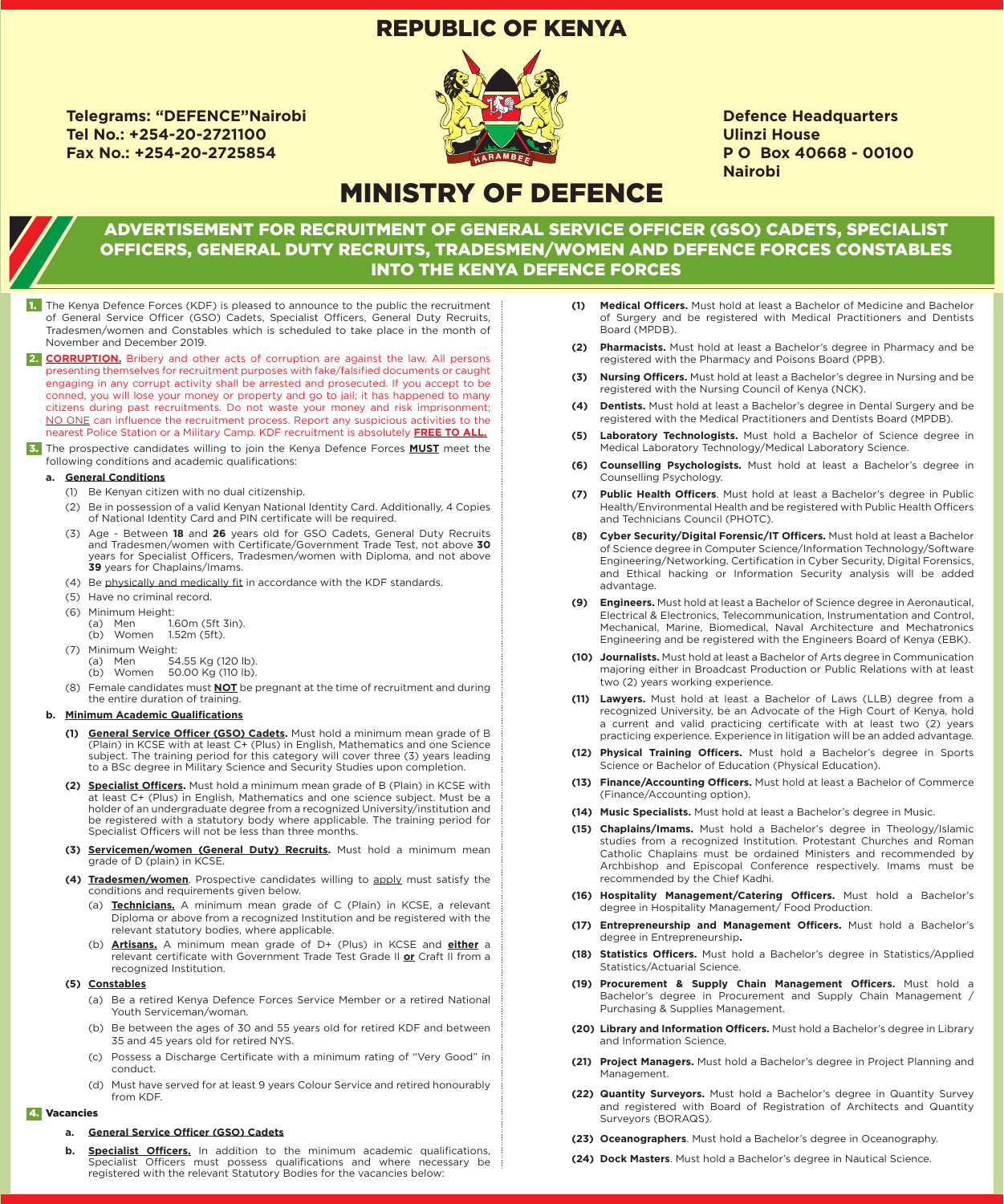# REPUBLIC OF KENYA

**Telegrams: "DEFENCE"Nairobi**
**Tel No.: +254-20-2721100**
**Fax No.: +254-20-2725854**

**Defence Headquarters**
**Ulinzi House**
**P O Box 40668 - 00100**
**Nairobi**

# MINISTRY OF DEFENCE

## ADVERTISEMENT FOR RECRUITMENT OF GENERAL SERVICE OFFICER (GSO) CADETS, SPECIALIST OFFICERS, GENERAL DUTY RECRUITS, TRADESMEN/WOMEN AND DEFENCE FORCES CONSTABLES INTO THE KENYA DEFENCE FORCES

**1.** The Kenya Defence Forces (KDF) is pleased to announce to the public the recruitment of General Service Officer (GSO) Cadets, Specialist Officers, General Duty Recruits, Tradesmen/women and Constables which is scheduled to take place in the month of November and December 2019.

**2.** **CORRUPTION.** Bribery and other acts of corruption are against the law. All persons presenting themselves for recruitment purposes with fake/falsified documents or caught engaging in any corrupt activity shall be arrested and prosecuted. If you accept to be conned, you will lose your money or property and go to jail; it has happened to many citizens during past recruitments. Do not waste your money and risk imprisonment; NO ONE can influence the recruitment process. Report any suspicious activities to the nearest Police Station or a Military Camp. KDF recruitment is absolutely **FREE TO ALL.**

**3.** The prospective candidates willing to join the Kenya Defence Forces **MUST** meet the following conditions and academic qualifications:

**a. General Conditions**

(1) Be Kenyan citizen with no dual citizenship.

(2) Be in possession of a valid Kenyan National Identity Card. Additionally, 4 Copies of National Identity Card and PIN certificate will be required.

(3) Age - Between **18** and **26** years old for GSO Cadets, General Duty Recruits and Tradesmen/women with Certificate/Government Trade Test, not above **30** years for Specialist Officers, Tradesmen/women with Diploma, and not above **39** years for Chaplains/Imams.

(4) Be physically and medically fit in accordance with the KDF standards.

(5) Have no criminal record.

(6) Minimum Height:
- (a) Men 1.60m (5ft 3in).
- (b) Women 1.52m (5ft).

(7) Minimum Weight:
- (a) Men 54.55 Kg (120 lb).
- (b) Women 50.00 Kg (110 lb).

(8) Female candidates must **NOT** be pregnant at the time of recruitment and during the entire duration of training.

**b. Minimum Academic Qualifications**

**(1) General Service Officer (GSO) Cadets.** Must hold a minimum mean grade of B (Plain) in KCSE with at least C+ (Plus) in English, Mathematics and one Science subject. The training period for this category will cover three (3) years leading to a BSc degree in Military Science and Security Studies upon completion.

**(2) Specialist Officers.** Must hold a minimum mean grade of B (Plain) in KCSE with at least C+ (Plus) in English, Mathematics and one science subject. Must be a holder of an undergraduate degree from a recognized University/institution and be registered with a statutory body where applicable. The training period for Specialist Officers will not be less than three months.

**(3) Servicemen/women (General Duty) Recruits.** Must hold a minimum mean grade of D (plain) in KCSE.

**(4) Tradesmen/women**. Prospective candidates willing to apply must satisfy the conditions and requirements given below.

(a) **Technicians.** A minimum mean grade of C (Plain) in KCSE, a relevant Diploma or above from a recognized Institution and be registered with the relevant statutory bodies, where applicable.

(b) **Artisans.** A minimum mean grade of D+ (Plus) in KCSE and **either** a relevant certificate with Government Trade Test Grade II **or** Craft II from a recognized Institution.

**(5) Constables**

(a) Be a retired Kenya Defence Forces Service Member or a retired National Youth Serviceman/woman.

(b) Be between the ages of 30 and 55 years old for retired KDF and between 35 and 45 years old for retired NYS.

(c) Possess a Discharge Certificate with a minimum rating of "Very Good" in conduct.

(d) Must have served for at least 9 years Colour Service and retired honourably from KDF.

**4. Vacancies**

**a. General Service Officer (GSO) Cadets**

**b. Specialist Officers.** In addition to the minimum academic qualifications, Specialist Officers must possess qualifications and where necessary be registered with the relevant Statutory Bodies for the vacancies below:

**(1) Medical Officers.** Must hold at least a Bachelor of Medicine and Bachelor of Surgery and be registered with Medical Practitioners and Dentists Board (MPDB).

**(2) Pharmacists.** Must hold at least a Bachelor's degree in Pharmacy and be registered with the Pharmacy and Poisons Board (PPB).

**(3) Nursing Officers.** Must hold at least a Bachelor's degree in Nursing and be registered with the Nursing Council of Kenya (NCK).

**(4) Dentists.** Must hold at least a Bachelor's degree in Dental Surgery and be registered with the Medical Practitioners and Dentists Board (MPDB).

**(5) Laboratory Technologists.** Must hold at least a Bachelor of Science degree in Medical Laboratory Technology/Medical Laboratory Science.

**(6) Counselling Psychologists.** Must hold at least a Bachelor's degree in Counselling Psychology.

**(7) Public Health Officers**. Must hold at least a Bachelor's degree in Public Health/Environmental Health and be registered with Public Health Officers and Technicians Council (PHOTC).

**(8) Cyber Security/Digital Forensic/IT Officers.** Must hold at least a Bachelor of Science degree in Computer Science/Information Technology/Software Engineering/Networking. Certification in Cyber Security, Digital Forensics, and Ethical hacking or Information Security analysis will be added advantage.

**(9) Engineers.** Must hold at least a Bachelor of Science degree in Aeronautical, Electrical & Electronics, Telecommunication, Instrumentation and Control, Mechanical, Marine, Biomedical, Naval Architecture and Mechatronics Engineering and be registered with the Engineers Board of Kenya (EBK).

**(10) Journalists.** Must hold at least a Bachelor of Arts degree in Communication majoring either in Broadcast Production or Public Relations with at least two (2) years working experience.

**(11) Lawyers.** Must hold at least a Bachelor of Laws (LLB) degree from a recognized University, be an Advocate of the High Court of Kenya, hold a current and valid practicing certificate with at least two (2) years practicing experience. Experience in litigation will be an added advantage.

**(12) Physical Training Officers.** Must hold a Bachelor's degree in Sports Science or Bachelor of Education (Physical Education).

**(13) Finance/Accounting Officers.** Must hold at least a Bachelor of Commerce (Finance/Accounting option).

**(14) Music Specialists.** Must hold at least a Bachelor's degree in Music.

**(15) Chaplains/Imams.** Must hold a Bachelor's degree in Theology/Islamic studies from a recognized Institution. Protestant Churches and Roman Catholic Chaplains must be ordained Ministers and recommended by Archbishop and Episcopal Conference respectively. Imams must be recommended by the Chief Kadhi.

**(16) Hospitality Management/Catering Officers.** Must hold a Bachelor's degree in Hospitality Management/ Food Production.

**(17) Entrepreneurship and Management Officers.** Must hold a Bachelor's degree in Entrepreneurship**.**

**(18) Statistics Officers.** Must hold a Bachelor's degree in Statistics/Applied Statistics/Actuarial Science.

**(19) Procurement & Supply Chain Management Officers.** Must hold a Bachelor's degree in Procurement and Supply Chain Management / Purchasing & Supplies Management.

**(20) Library and Information Officers.** Must hold a Bachelor's degree in Library and Information Science.

**(21) Project Managers.** Must hold a Bachelor's degree in Project Planning and Management.

**(22) Quantity Surveyors.** Must hold a Bachelor's degree in Quantity Survey and registered with Board of Registration of Architects and Quantity Surveyors (BORAQS).

**(23) Oceanographers**. Must hold a Bachelor's degree in Oceanography.

**(24) Dock Masters**. Must hold a Bachelor's degree in Nautical Science.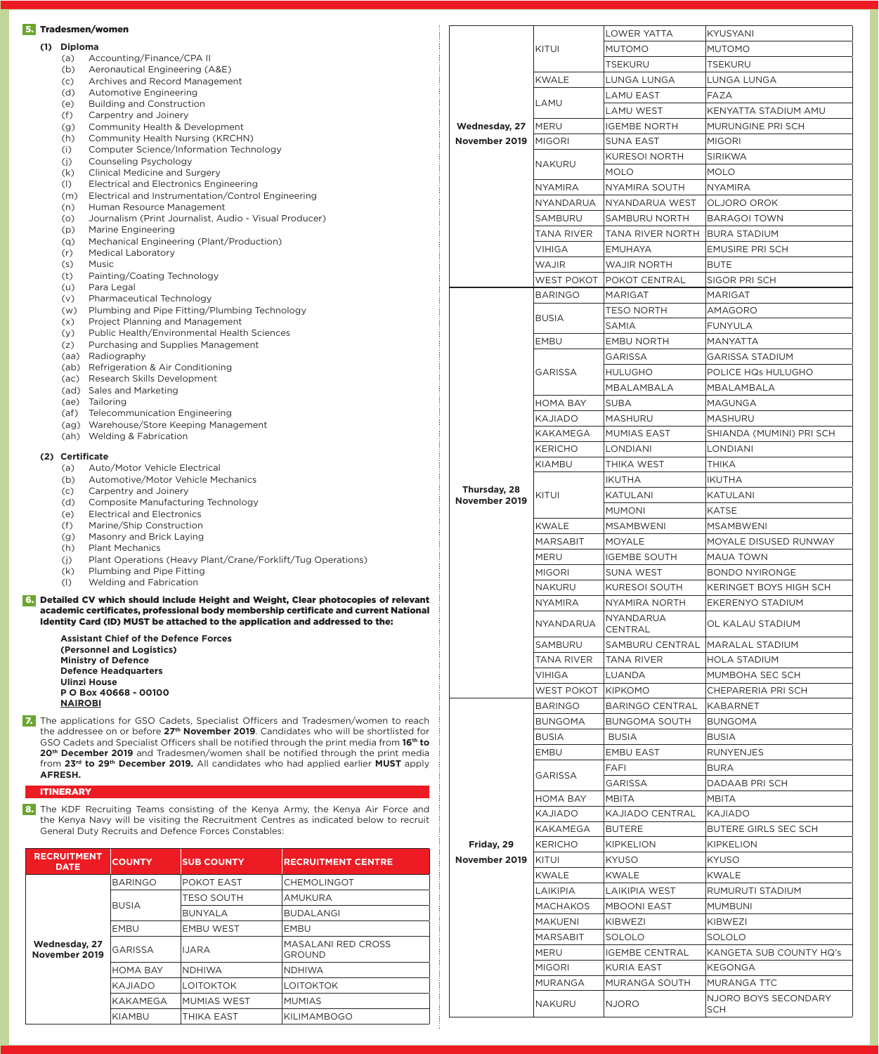**5. Tradesmen/women**

**(1) Diploma**

- (a) Accounting/Finance/CPA II
- (b) Aeronautical Engineering (A&E)
- (c) Archives and Record Management
- (d) Automotive Engineering
- (e) Building and Construction
- (f) Carpentry and Joinery
- (g) Community Health & Development
- (h) Community Health Nursing (KRCHN)
- (i) Computer Science/Information Technology
- (j) Counseling Psychology
- (k) Clinical Medicine and Surgery
- (l) Electrical and Electronics Engineering
- (m) Electrical and Instrumentation/Control Engineering
- (n) Human Resource Management
- (o) Journalism (Print Journalist, Audio - Visual Producer)
- (p) Marine Engineering
- (q) Mechanical Engineering (Plant/Production)
- (r) Medical Laboratory
- (s) Music
- (t) Painting/Coating Technology
- (u) Para Legal
- (v) Pharmaceutical Technology
- (w) Plumbing and Pipe Fitting/Plumbing Technology
- (x) Project Planning and Management
- (y) Public Health/Environmental Health Sciences
- (z) Purchasing and Supplies Management
- (aa) Radiography
- (ab) Refrigeration & Air Conditioning
- (ac) Research Skills Development
- (ad) Sales and Marketing
- (ae) Tailoring
- (af) Telecommunication Engineering
- (ag) Warehouse/Store Keeping Management
- (ah) Welding & Fabrication

**(2) Certificate**

- (a) Auto/Motor Vehicle Electrical
- (b) Automotive/Motor Vehicle Mechanics
- (c) Carpentry and Joinery
- (d) Composite Manufacturing Technology
- (e) Electrical and Electronics
- (f) Marine/Ship Construction
- (g) Masonry and Brick Laying
- (h) Plant Mechanics
- (j) Plant Operations (Heavy Plant/Crane/Forklift/Tug Operations)
- (k) Plumbing and Pipe Fitting
- (l) Welding and Fabrication

**6. Detailed CV which should include Height and Weight, Clear photocopies of relevant academic certificates, professional body membership certificate and current National Identity Card (ID) MUST be attached to the application and addressed to the:**

**Assistant Chief of the Defence Forces**
**(Personnel and Logistics)**
**Ministry of Defence**
**Defence Headquarters**
**Ulinzi House**
**P O Box 40668 - 00100**
**NAIROBI**

**7.** The applications for GSO Cadets, Specialist Officers and Tradesmen/women to reach the addressee on or before **27th November 2019**. Candidates who will be shortlisted for GSO Cadets and Specialist Officers shall be notified through the print media from **16th to 20th December 2019** and Tradesmen/women shall be notified through the print media from **23rd to 29th December 2019.** All candidates who had applied earlier **MUST** apply **AFRESH.**

## ITINERARY

**8.** The KDF Recruiting Teams consisting of the Kenya Army, the Kenya Air Force and the Kenya Navy will be visiting the Recruitment Centres as indicated below to recruit General Duty Recruits and Defence Forces Constables:

| RECRUITMENT DATE | COUNTY | SUB COUNTY | RECRUITMENT CENTRE |
|---|---|---|---|
| Wednesday, 27 November 2019 | BARINGO | POKOT EAST | CHEMOLINGOT |
| | BUSIA | TESO SOUTH | AMUKURA |
| | | BUNYALA | BUDALANGI |
| | EMBU | EMBU WEST | EMBU |
| | GARISSA | IJARA | MASALANI RED CROSS GROUND |
| | HOMA BAY | NDHIWA | NDHIWA |
| | KAJIADO | LOITOKTOK | LOITOKTOK |
| | KAKAMEGA | MUMIAS WEST | MUMIAS |
| | KIAMBU | THIKA EAST | KILIMAMBOGO |
| | KITUI | LOWER YATTA | KYUSYANI |
| | | MUTOMO | MUTOMO |
| | | TSEKURU | TSEKURU |
| | KWALE | LUNGA LUNGA | LUNGA LUNGA |
| | LAMU | LAMU EAST | FAZA |
| | | LAMU WEST | KENYATTA STADIUM AMU |
| | MERU | IGEMBE NORTH | MURUNGINE PRI SCH |
| | MIGORI | SUNA EAST | MIGORI |
| | NAKURU | KURESOI NORTH | SIRIKWA |
| | | MOLO | MOLO |
| | NYAMIRA | NYAMIRA SOUTH | NYAMIRA |
| | NYANDARUA | NYANDARUA WEST | OLJORO OROK |
| | SAMBURU | SAMBURU NORTH | BARAGOI TOWN |
| | TANA RIVER | TANA RIVER NORTH | BURA STADIUM |
| | VIHIGA | EMUHAYA | EMUSIRE PRI SCH |
| | WAJIR | WAJIR NORTH | BUTE |
| | WEST POKOT | POKOT CENTRAL | SIGOR PRI SCH |
| Thursday, 28 November 2019 | BARINGO | MARIGAT | MARIGAT |
| | BUSIA | TESO NORTH | AMAGORO |
| | | SAMIA | FUNYULA |
| | EMBU | EMBU NORTH | MANYATTA |
| | GARISSA | GARISSA | GARISSA STADIUM |
| | | HULUGHO | POLICE HQs HULUGHO |
| | | MBALAMBALA | MBALAMBALA |
| | HOMA BAY | SUBA | MAGUNGA |
| | KAJIADO | MASHURU | MASHURU |
| | KAKAMEGA | MUMIAS EAST | SHIANDA (MUMINI) PRI SCH |
| | KERICHO | LONDIANI | LONDIANI |
| | KIAMBU | THIKA WEST | THIKA |
| | KITUI | IKUTHA | IKUTHA |
| | | KATULANI | KATULANI |
| | | MUMONI | KATSE |
| | KWALE | MSAMBWENI | MSAMBWENI |
| | MARSABIT | MOYALE | MOYALE DISUSED RUNWAY |
| | MERU | IGEMBE SOUTH | MAUA TOWN |
| | MIGORI | SUNA WEST | BONDO NYIRONGE |
| | NAKURU | KURESOI SOUTH | KERINGET BOYS HIGH SCH |
| | NYAMIRA | NYAMIRA NORTH | EKERENYO STADIUM |
| | NYANDARUA | NYANDARUA CENTRAL | OL KALAU STADIUM |
| | SAMBURU | SAMBURU CENTRAL | MARALAL STADIUM |
| | TANA RIVER | TANA RIVER | HOLA STADIUM |
| | VIHIGA | LUANDA | MUMBOHA SEC SCH |
| | WEST POKOT | KIPKOMO | CHEPARERIA PRI SCH |
| Friday, 29 November 2019 | BARINGO | BARINGO CENTRAL | KABARNET |
| | BUNGOMA | BUNGOMA SOUTH | BUNGOMA |
| | BUSIA | BUSIA | BUSIA |
| | EMBU | EMBU EAST | RUNYENJES |
| | GARISSA | FAFI | BURA |
| | | GARISSA | DADAAB PRI SCH |
| | HOMA BAY | MBITA | MBITA |
| | KAJIADO | KAJIADO CENTRAL | KAJIADO |
| | KAKAMEGA | BUTERE | BUTERE GIRLS SEC SCH |
| | KERICHO | KIPKELION | KIPKELION |
| | KITUI | KYUSO | KYUSO |
| | KWALE | KWALE | KWALE |
| | LAIKIPIA | LAIKIPIA WEST | RUMURUTI STADIUM |
| | MACHAKOS | MBOONI EAST | MUMBUNI |
| | MAKUENI | KIBWEZI | KIBWEZI |
| | MARSABIT | SOLOLO | SOLOLO |
| | MERU | IGEMBE CENTRAL | KANGETA SUB COUNTY HQ's |
| | MIGORI | KURIA EAST | KEGONGA |
| | MURANGA | MURANGA SOUTH | MURANGA TTC |
| | NAKURU | NJORO | NJORO BOYS SECONDARY SCH |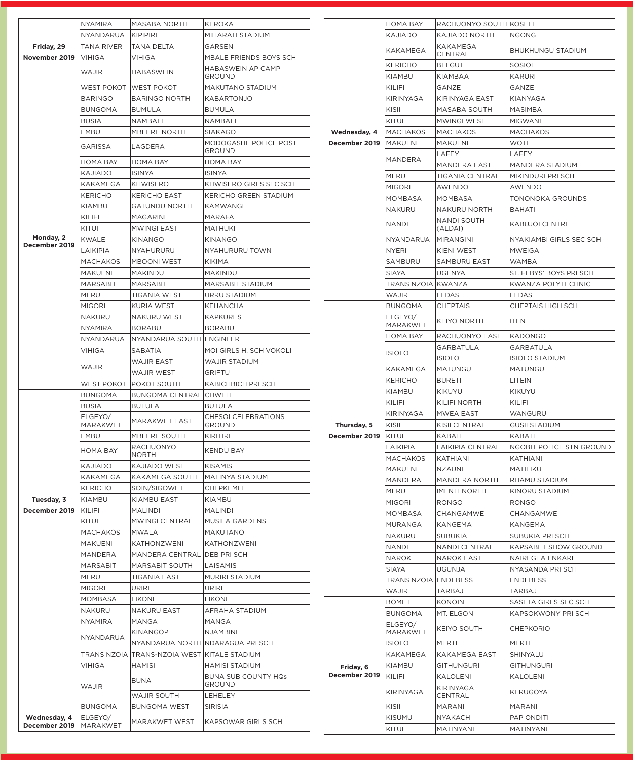| Date | County | Sub-County | Venue |
|---|---|---|---|
| Friday, 29 November 2019 | NYAMIRA | MASABA NORTH | KEROKA |
| | NYANDARUA | KIPIPIRI | MIHARATI STADIUM |
| | TANA RIVER | TANA DELTA | GARSEN |
| | VIHIGA | VIHIGA | MBALE FRIENDS BOYS SCH |
| | WAJIR | HABASWEIN | HABASWEIN AP CAMP GROUND |
| | WEST POKOT | WEST POKOT | MAKUTANO STADIUM |
| Monday, 2 December 2019 | BARINGO | BARINGO NORTH | KABARTONJO |
| | BUNGOMA | BUMULA | BUMULA |
| | BUSIA | NAMBALE | NAMBALE |
| | EMBU | MBEERE NORTH | SIAKAGO |
| | GARISSA | LAGDERA | MODOGASHE POLICE POST GROUND |
| | HOMA BAY | HOMA BAY | HOMA BAY |
| | KAJIADO | ISINYA | ISINYA |
| | KAKAMEGA | KHWISERO | KHWISERO GIRLS SEC SCH |
| | KERICHO | KERICHO EAST | KERICHO GREEN STADIUM |
| | KIAMBU | GATUNDU NORTH | KAMWANGI |
| | KILIFI | MAGARINI | MARAFA |
| | KITUI | MWINGI EAST | MATHUKI |
| | KWALE | KINANGO | KINANGO |
| | LAIKIPIA | NYAHURURU | NYAHURURU TOWN |
| | MACHAKOS | MBOONI WEST | KIKIMA |
| | MAKUENI | MAKINDU | MAKINDU |
| | MARSABIT | MARSABIT | MARSABIT STADIUM |
| | MERU | TIGANIA WEST | URRU STADIUM |
| | MIGORI | KURIA WEST | KEHANCHA |
| | NAKURU | NAKURU WEST | KAPKURES |
| | NYAMIRA | BORABU | BORABU |
| | NYANDARUA | NYANDARUA SOUTH | ENGINEER |
| | VIHIGA | SABATIA | MOI GIRLS H. SCH VOKOLI |
| | WAJIR | WAJIR EAST | WAJIR STADIUM |
| | | WAJIR WEST | GRIFTU |
| | WEST POKOT | POKOT SOUTH | KABICHBICH PRI SCH |
| Tuesday, 3 December 2019 | BUNGOMA | BUNGOMA CENTRAL | CHWELE |
| | BUSIA | BUTULA | BUTULA |
| | ELGEYO/ MARAKWET | MARAKWET EAST | CHESOI CELEBRATIONS GROUND |
| | EMBU | MBEERE SOUTH | KIRITIRI |
| | HOMA BAY | RACHUONYO NORTH | KENDU BAY |
| | KAJIADO | KAJIADO WEST | KISAMIS |
| | KAKAMEGA | KAKAMEGA SOUTH | MALINYA STADIUM |
| | KERICHO | SOIN/SIGOWET | CHEPKEMEL |
| | KIAMBU | KIAMBU EAST | KIAMBU |
| | KILIFI | MALINDI | MALINDI |
| | KITUI | MWINGI CENTRAL | MUSILA GARDENS |
| | MACHAKOS | MWALA | MAKUTANO |
| | MAKUENI | KATHONZWENI | KATHONZWENI |
| | MANDERA | MANDERA CENTRAL | DEB PRI SCH |
| | MARSABIT | MARSABIT SOUTH | LAISAMIS |
| | MERU | TIGANIA EAST | MURIRI STADIUM |
| | MIGORI | URIRI | URIRI |
| | MOMBASA | LIKONI | LIKONI |
| | NAKURU | NAKURU EAST | AFRAHA STADIUM |
| | NYAMIRA | MANGA | MANGA |
| | NYANDARUA | KINANGOP | NJAMBINI |
| | | NYANDARUA NORTH | NDARAGUA PRI SCH |
| | TRANS NZOIA | TRANS-NZOIA WEST | KITALE STADIUM |
| | VIHIGA | HAMISI | HAMISI STADIUM |
| | WAJIR | BUNA | BUNA SUB COUNTY HQs GROUND |
| | | WAJIR SOUTH | LEHELEY |
| Wednesday, 4 December 2019 | BUNGOMA | BUNGOMA WEST | SIRISIA |
| | ELGEYO/ MARAKWET | MARAKWET WEST | KAPSOWAR GIRLS SCH |
| | HOMA BAY | RACHUONYO SOUTH | KOSELE |
| | KAJIADO | KAJIADO NORTH | NGONG |
| | KAKAMEGA | KAKAMEGA CENTRAL | BHUKHUNGU STADIUM |
| | KERICHO | BELGUT | SOSIOT |
| | KIAMBU | KIAMBAA | KARURI |
| | KILIFI | GANZE | GANZE |
| | KIRINYAGA | KIRINYAGA EAST | KIANYAGA |
| | KISII | MASABA SOUTH | MASIMBA |
| | KITUI | MWINGI WEST | MIGWANI |
| | MACHAKOS | MACHAKOS | MACHAKOS |
| | MAKUENI | MAKUENI | WOTE |
| | MANDERA | LAFEY | LAFEY |
| | | MANDERA EAST | MANDERA STADIUM |
| | MERU | TIGANIA CENTRAL | MIKINDURI PRI SCH |
| | MIGORI | AWENDO | AWENDO |
| | MOMBASA | MOMBASA | TONONOKA GROUNDS |
| | NAKURU | NAKURU NORTH | BAHATI |
| | NANDI | NANDI SOUTH (ALDAI) | KABUJOI CENTRE |
| | NYANDARUA | MIRANGINI | NYAKIAMBI GIRLS SEC SCH |
| | NYERI | KIENI WEST | MWEIGA |
| | SAMBURU | SAMBURU EAST | WAMBA |
| | SIAYA | UGENYA | ST. FEBYS' BOYS PRI SCH |
| | TRANS NZOIA | KWANZA | KWANZA POLYTECHNIC |
| | WAJIR | ELDAS | ELDAS |
| Thursday, 5 December 2019 | BUNGOMA | CHEPTAIS | CHEPTAIS HIGH SCH |
| | ELGEYO/ MARAKWET | KEIYO NORTH | ITEN |
| | HOMA BAY | RACHUONYO EAST | KADONGO |
| | ISIOLO | GARBATULA | GARBATULA |
| | | ISIOLO | ISIOLO STADIUM |
| | KAKAMEGA | MATUNGU | MATUNGU |
| | KERICHO | BURETI | LITEIN |
| | KIAMBU | KIKUYU | KIKUYU |
| | KILIFI | KILIFI NORTH | KILIFI |
| | KIRINYAGA | MWEA EAST | WANGURU |
| | KISII | KISII CENTRAL | GUSII STADIUM |
| | KITUI | KABATI | KABATI |
| | LAIKIPIA | LAIKIPIA CENTRAL | NGOBIT POLICE STN GROUND |
| | MACHAKOS | KATHIANI | KATHIANI |
| | MAKUENI | NZAUNI | MATILIKU |
| | MANDERA | MANDERA NORTH | RHAMU STADIUM |
| | MERU | IMENTI NORTH | KINORU STADIUM |
| | MIGORI | RONGO | RONGO |
| | MOMBASA | CHANGAMWE | CHANGAMWE |
| | MURANGA | KANGEMA | KANGEMA |
| | NAKURU | SUBUKIA | SUBUKIA PRI SCH |
| | NANDI | NANDI CENTRAL | KAPSABET SHOW GROUND |
| | NAROK | NAROK EAST | NAIREGEA ENKARE |
| | SIAYA | UGUNJA | NYASANDA PRI SCH |
| | TRANS NZOIA | ENDEBESS | ENDEBESS |
| | WAJIR | TARBAJ | TARBAJ |
| Friday, 6 December 2019 | BOMET | KONOIN | SASETA GIRLS SEC SCH |
| | BUNGOMA | MT. ELGON | KAPSOKWONY PRI SCH |
| | ELGEYO/ MARAKWET | KEIYO SOUTH | CHEPKORIO |
| | ISIOLO | MERTI | MERTI |
| | KAKAMEGA | KAKAMEGA EAST | SHINYALU |
| | KIAMBU | GITHUNGURI | GITHUNGURI |
| | KILIFI | KALOLENI | KALOLENI |
| | KIRINYAGA | KIRINYAGA CENTRAL | KERUGOYA |
| | KISII | MARANI | MARANI |
| | KISUMU | NYAKACH | PAP ONDITI |
| | KITUI | MATINYANI | MATINYANI |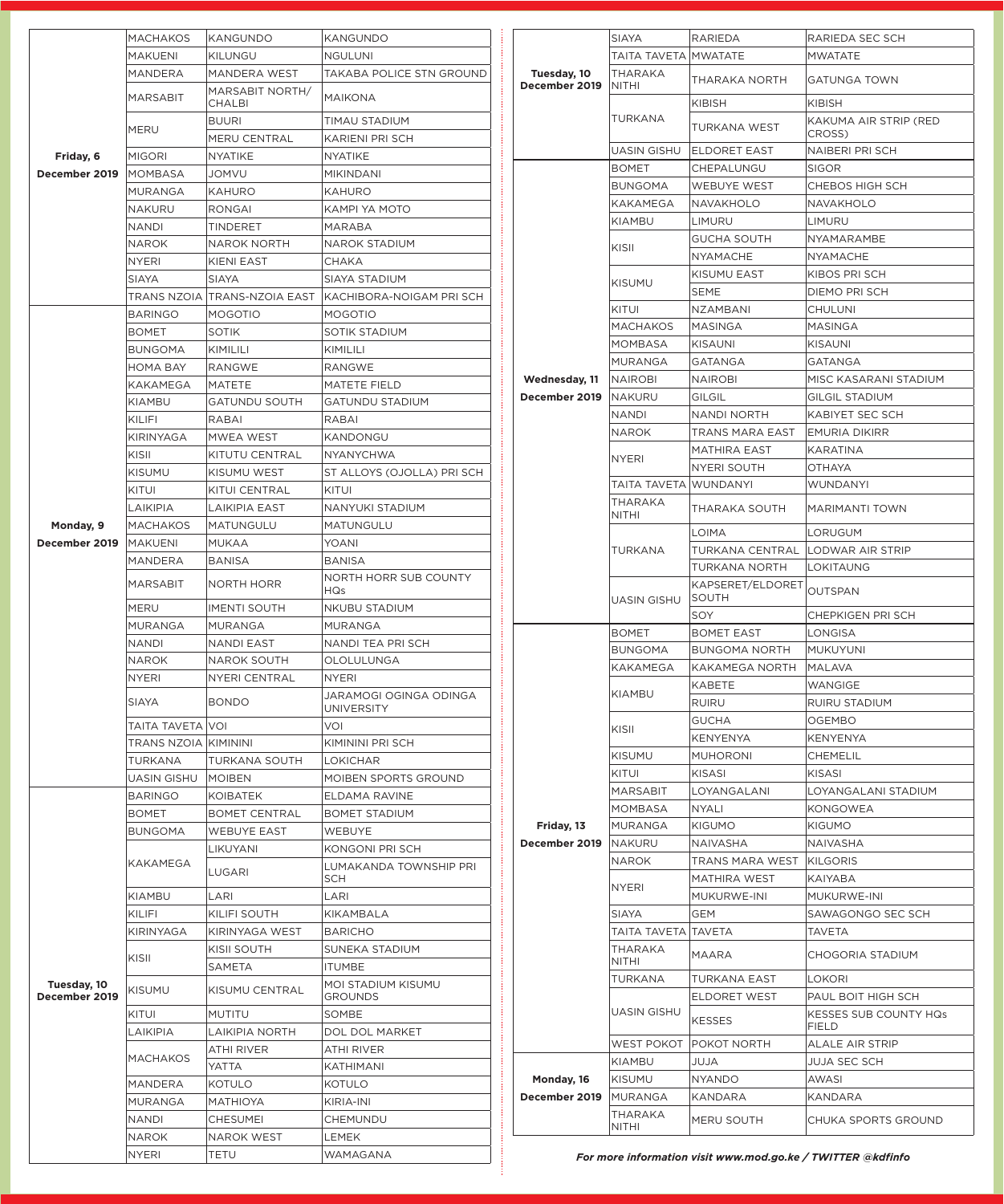| | | | |
|---|---|---|---|
| Friday, 6 December 2019 | MACHAKOS | KANGUNDO | KANGUNDO |
| | MAKUENI | KILUNGU | NGULUNI |
| | MANDERA | MANDERA WEST | TAKABA POLICE STN GROUND |
| | MARSABIT | MARSABIT NORTH/ CHALBI | MAIKONA |
| | MERU | BUURI | TIMAU STADIUM |
| | | MERU CENTRAL | KARIENI PRI SCH |
| | MIGORI | NYATIKE | NYATIKE |
| | MOMBASA | JOMVU | MIKINDANI |
| | MURANGA | KAHURO | KAHURO |
| | NAKURU | RONGAI | KAMPI YA MOTO |
| | NANDI | TINDERET | MARABA |
| | NAROK | NAROK NORTH | NAROK STADIUM |
| | NYERI | KIENI EAST | CHAKA |
| | SIAYA | SIAYA | SIAYA STADIUM |
| | TRANS NZOIA | TRANS-NZOIA EAST | KACHIBORA-NOIGAM PRI SCH |
| Monday, 9 December 2019 | BARINGO | MOGOTIO | MOGOTIO |
| | BOMET | SOTIK | SOTIK STADIUM |
| | BUNGOMA | KIMILILI | KIMILILI |
| | HOMA BAY | RANGWE | RANGWE |
| | KAKAMEGA | MATETE | MATETE FIELD |
| | KIAMBU | GATUNDU SOUTH | GATUNDU STADIUM |
| | KILIFI | RABAI | RABAI |
| | KIRINYAGA | MWEA WEST | KANDONGU |
| | KISII | KITUTU CENTRAL | NYANYCHWA |
| | KISUMU | KISUMU WEST | ST ALLOYS (OJOLLA) PRI SCH |
| | KITUI | KITUI CENTRAL | KITUI |
| | LAIKIPIA | LAIKIPIA EAST | NANYUKI STADIUM |
| | MACHAKOS | MATUNGULU | MATUNGULU |
| | MAKUENI | MUKAA | YOANI |
| | MANDERA | BANISA | BANISA |
| | MARSABIT | NORTH HORR | NORTH HORR SUB COUNTY HQs |
| | MERU | IMENTI SOUTH | NKUBU STADIUM |
| | MURANGA | MURANGA | MURANGA |
| | NANDI | NANDI EAST | NANDI TEA PRI SCH |
| | NAROK | NAROK SOUTH | OLOLULUNGA |
| | NYERI | NYERI CENTRAL | NYERI |
| | SIAYA | BONDO | JARAMOGI OGINGA ODINGA UNIVERSITY |
| | TAITA TAVETA | VOI | VOI |
| | TRANS NZOIA | KIMININI | KIMININI PRI SCH |
| | TURKANA | TURKANA SOUTH | LOKICHAR |
| | UASIN GISHU | MOIBEN | MOIBEN SPORTS GROUND |
| Tuesday, 10 December 2019 | BARINGO | KOIBATEK | ELDAMA RAVINE |
| | BOMET | BOMET CENTRAL | BOMET STADIUM |
| | BUNGOMA | WEBUYE EAST | WEBUYE |
| | KAKAMEGA | LIKUYANI | KONGONI PRI SCH |
| | | LUGARI | LUMAKANDA TOWNSHIP PRI SCH |
| | KIAMBU | LARI | LARI |
| | KILIFI | KILIFI SOUTH | KIKAMBALA |
| | KIRINYAGA | KIRINYAGA WEST | BARICHO |
| | KISII | KISII SOUTH | SUNEKA STADIUM |
| | | SAMETA | ITUMBE |
| | KISUMU | KISUMU CENTRAL | MOI STADIUM KISUMU GROUNDS |
| | KITUI | MUTITU | SOMBE |
| | LAIKIPIA | LAIKIPIA NORTH | DOL DOL MARKET |
| | MACHAKOS | ATHI RIVER | ATHI RIVER |
| | | YATTA | KATHIMANI |
| | MANDERA | KOTULO | KOTULO |
| | MURANGA | MATHIOYA | KIRIA-INI |
| | NANDI | CHESUMEI | CHEMUNDU |
| | NAROK | NAROK WEST | LEMEK |
| | NYERI | TETU | WAMAGANA |
| Tuesday, 10 December 2019 | SIAYA | RARIEDA | RARIEDA SEC SCH |
| | TAITA TAVETA | MWATATE | MWATATE |
| | THARAKA NITHI | THARAKA NORTH | GATUNGA TOWN |
| | TURKANA | KIBISH | KIBISH |
| | | TURKANA WEST | KAKUMA AIR STRIP (RED CROSS) |
| | UASIN GISHU | ELDORET EAST | NAIBERI PRI SCH |
| Wednesday, 11 December 2019 | BOMET | CHEPALUNGU | SIGOR |
| | BUNGOMA | WEBUYE WEST | CHEBOS HIGH SCH |
| | KAKAMEGA | NAVAKHOLO | NAVAKHOLO |
| | KIAMBU | LIMURU | LIMURU |
| | KISII | GUCHA SOUTH | NYAMARAMBE |
| | | NYAMACHE | NYAMACHE |
| | KISUMU | KISUMU EAST | KIBOS PRI SCH |
| | | SEME | DIEMO PRI SCH |
| | KITUI | NZAMBANI | CHULUNI |
| | MACHAKOS | MASINGA | MASINGA |
| | MOMBASA | KISAUNI | KISAUNI |
| | MURANGA | GATANGA | GATANGA |
| | NAIROBI | NAIROBI | MISC KASARANI STADIUM |
| | NAKURU | GILGIL | GILGIL STADIUM |
| | NANDI | NANDI NORTH | KABIYET SEC SCH |
| | NAROK | TRANS MARA EAST | EMURIA DIKIRR |
| | NYERI | MATHIRA EAST | KARATINA |
| | | NYERI SOUTH | OTHAYA |
| | TAITA TAVETA | WUNDANYI | WUNDANYI |
| | THARAKA NITHI | THARAKA SOUTH | MARIMANTI TOWN |
| | TURKANA | LOIMA | LORUGUM |
| | | TURKANA CENTRAL | LODWAR AIR STRIP |
| | | TURKANA NORTH | LOKITAUNG |
| | UASIN GISHU | KAPSERET/ELDORET SOUTH | OUTSPAN |
| | | SOY | CHEPKIGEN PRI SCH |
| Friday, 13 December 2019 | BOMET | BOMET EAST | LONGISA |
| | BUNGOMA | BUNGOMA NORTH | MUKUYUNI |
| | KAKAMEGA | KAKAMEGA NORTH | MALAVA |
| | KIAMBU | KABETE | WANGIGE |
| | | RUIRU | RUIRU STADIUM |
| | KISII | GUCHA | OGEMBO |
| | | KENYENYA | KENYENYA |
| | KISUMU | MUHORONI | CHEMELIL |
| | KITUI | KISASI | KISASI |
| | MARSABIT | LOYANGALANI | LOYANGALANI STADIUM |
| | MOMBASA | NYALI | KONGOWEA |
| | MURANGA | KIGUMO | KIGUMO |
| | NAKURU | NAIVASHA | NAIVASHA |
| | NAROK | TRANS MARA WEST | KILGORIS |
| | NYERI | MATHIRA WEST | KAIYABA |
| | | MUKURWE-INI | MUKURWE-INI |
| | SIAYA | GEM | SAWAGONGO SEC SCH |
| | TAITA TAVETA | TAVETA | TAVETA |
| | THARAKA NITHI | MAARA | CHOGORIA STADIUM |
| | TURKANA | TURKANA EAST | LOKORI |
| | UASIN GISHU | ELDORET WEST | PAUL BOIT HIGH SCH |
| | | KESSES | KESSES SUB COUNTY HQs FIELD |
| | WEST POKOT | POKOT NORTH | ALALE AIR STRIP |
| Monday, 16 December 2019 | KIAMBU | JUJA | JUJA SEC SCH |
| | KISUMU | NYANDO | AWASI |
| | MURANGA | KANDARA | KANDARA |
| | THARAKA NITHI | MERU SOUTH | CHUKA SPORTS GROUND |

***For more information visit www.mod.go.ke / TWITTER @kdfinfo***